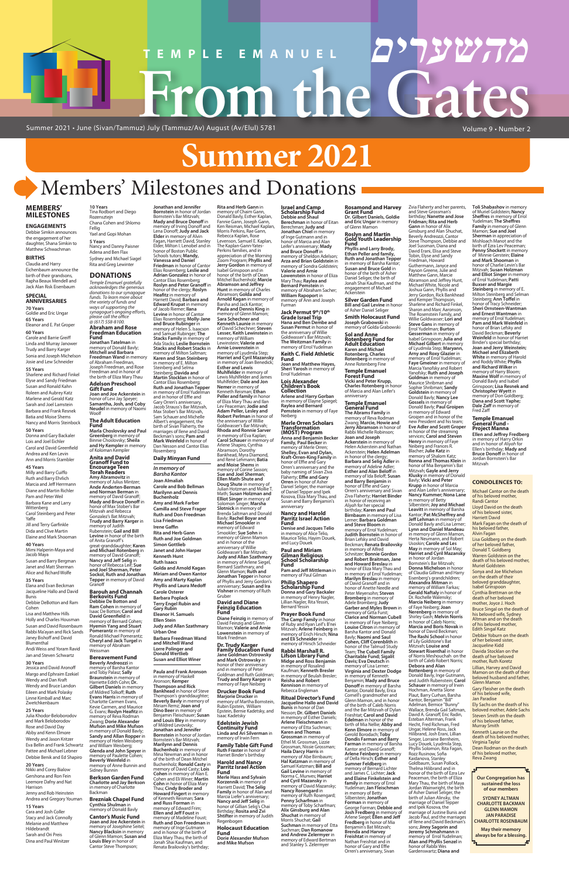# TEMPLE EMANUEL

# From the Gates

מהשערים

Summer 2021 • June (Sivan/Tammuz) July (Tammuz/Av) August (Av/Elul) 5781

Volume 9 • Number 2

# Summer 2021

## Members' Milestones and Donations

### MEMBERS' MILESTONES

#### ENGAGEMENTS

Debbie Simkin announces the engagement of her daughter, Shana Simkin to Matthew Schwachman

#### BIRTHS

Claudia and Harry Eichenbaum announce the birth of their grandsons, Rapha Beaux Mendell and Jack Alan Risk Eisenbaum

#### SPECIAL ANNIVERSARIES

**70 Years**
Goldie and Eric Ungar

**65 Years**
Eleanor and E. Pat Groper

**60 Years**
Carole and Barrie Greiff
Linda and Murray Janower
Trudy and Barry Karger
Sonia and Joseph Michelson
Josie and Lew Schneider

**55 Years**
Sharlene and Richard Finkel
Elyse and Sandy Friedman
Susan and Ronald Kahn
Roleen and Aubrey Katz
Marlene and Gerald Katz
Sarah and Joel Lamstein
Barbara and Frank Resnek
Batia and Moise Shems
Nancy and Morris Steinbock

**50 Years**
Donna and Gary Backaler
Lois and Joel Eichler
Carol and David Greenfield
Andrea and Ken Levin
Ann and Morris Stambler

**45 Years**
Milly and Barry Cuiffo
Ruth and Barry Ehrlich
Marcia and Jeff Herrmann
Diane and Martin Richler
Pam and Peter Weil
Barbara Kane and Larry Wittenberg
Carol Steinberg and Peter Yaffe
Jill and Terry Garfinkle
Dida and Clive Martin
Elaine and Mark Shooman

**40 Years**
Mimi Halperin-Maya and Jacob Maya
Susan and Barry Bergman
Janet and Matt Sherman
Alice and Richard Wolfe

**35 Years**
Elana and Evan Beckman
Jacqueline Hallo and David Bunis
Debbie DeBotton and Ram Cohen
Lisa and Matthew Hills
Holly and Charles Housman
Susan and David Rosenbaum
Rabbi Ma'ayan and Rick Sands
Janey Bishoff and David Blumenthal
Andi Weiss and Yoram Ravid
Jan and Steven Schwartz

**30 Years**
Jessica and David Aronoff
Margo and Ephraim Ezekiel
Wendy and Dan Kraft
Wendy and Bruce Landon
Eileen and Mark Polasky
Linne Kimball and Marc Zwetchkenbaum

**25 Years**
Julia Khodor-Beloborodov and Mark Beloborodov
Rose and David Day
Abby and Kenn Elmore
Wendy and Jason Kritzer
Eva Bellin and Frank Schwartz
Pattee and Michael Lebner
Debbie Benik and Ed Shapiro

**20 Years**
Nikki and Corey Bialow
Gershona and Ron Fein
Leemore Dafny and Nat Harrison
Jenny and Rob Heinstein
Andrea and Gregory Youman

**15 Years**
Cara and Josh Coller
Stacy and Jack Connolly
Melanie and Matthew Hildebrandt
Sarah and Ori Preis
Dina and Paul Winitzer

**10 Years**
Tina Rodbort and Diego Rozenszteijn
Chana Cohen and Shlomo Fellig
Yael and Gopi Mohan

**5 Years**
Nancy and Danny Pasner
Adena and Ben Flax
Sydney and Michael Siegel
Rita and Greg Lewinter

### DONATIONS

*Temple Emanuel gratefully acknowledges the generous donations to our synagogue funds. To learn more about the variety of funds and ways of supporting the synagogue's ongoing efforts, please call the office @ (617) 558-8100.*

#### Abraham and Rose Freedman Education Fund

**Jonathan Tatelman** in memory of Donald Bavly; **Mitchell and Barbara Freedman Wand** in memory of Abraham Freedman, Joseph Freedman, and Rose Freedman and in honor of the birth of Eliza Mary Thau

#### Adelson Preschool Gift Fund

**Joan and Joe Ackerstein** in honor of Levi Jay Speyer; **Samantha, Josh, and Coby Neudel** in memory of Naomi Woolf

#### The Adult Education Fund

**Marla Choslovsky and Paul Greenberg** in memory of Binnie Choslovsky; **Sheila and Hy Kempler** in memory of Koloman Kempler

#### Anita and David Granoff Fund to Encourage Teen Torah Readers

**Amy Abramovitz** in memory of Julius Mintzer; **Ande Anderten-Berman and Norman Berman** in memory of David Granoff; **Mady and Bruce Donoff** in honor of Max Stober's Bar Mitzvah and Rebecca Gonzalez's Bat Mitzvah; **Trudy and Barry Karger** in memory of Judith Rubenstein; **Gail and Bill Levine** in honor of the birth of Anita Granoff's great-granddaughter; **Karen and Michael Rotenberg** in memory of David Granoff; **Nancy and Jeff Selig** in honor of Rebecca Leif; **Sue and Joel Sherman, Peter Sockol, Ruth and Jonathan Tepper** in memory of David Granoff

#### Barouh and Channah Berkovits Fund

**Debbie De Botton and Ram Cohen** in memory of Isaac De Botton; **Carol and David Greenfield** in memory of Bernard Cohen; **Hyemin Yang and Stuart Pomerantz** in memory of Ronald Michael Pomerantz; **Cheryl and Jack Turgel** in memory of Abraham Weissman

#### Bereavement Fund

**Beverly Andreozzi** in memory of Barsha Kantor and Toby Palasz; **Sally Braunstein** in memory of Harriette Edith Cohn; **Dr. Gilbert Daniels** in memory of Mildred Tolkoff; **Ruth Evans Harris** in memory of Charlotte Carmen Evans, Kevie Carmen, and Maurice G. Evans; **Roslyn Heafitz** in memory of Reva Rodman Zwang; **Dorie Alexander Mufson and Mike Mufson** in memory of Donald Bavly; **Sandy and Allan Ropper** in memory of Helen Weisberg and William Weisberg; **Glenda and John Speyer** in memory of Paulette Cohen; **Beverly Weinfeld** in memory of Anne Bunnin and Sidney Bunnin

#### Berkson Garden Fund

**Charlotte and Jay Berkson** in memory of Charlotte Backman

#### Brezniak Chapel Fund

**Cynthia Shulman** in memory of Donald Bavly

#### Cantor's Music Fund

**Joan and Joe Ackerstein** in memory of Josephine Seitel; **Nancy Blackman** in memory of Glenn Mamon; **Susan and Louis Bley** in honor of Cantor Steve Thompson; **Jonathan and Jennifer Bornstein** in honor of Jordan Bornstein's Bar Mitzvah; **Mady and Bruce Donoff** in memory of Irving Donoff and Lena Donoff; **Judy and Jack Elder** in memory of Alvin Fagan, Harriett David, Stanley Elder, Milton I. Lenobel and in honor of Boston Public Schools tutors; **Mandy, Vanessa and Daniel Friedman** in honor of Cantor Elias Rosemberg; **Leslie and Adrian Gonzalez** in honor of Cantor Elias Rosemberg; **Roslyn and Peter Granoff** in honor of the clergy; **Roslyn Heafitz** in memory of Harriett David; **Barbara and Edward Krupat** in memory of Jacob Riemer; **Ilana Levine** in honor of Cantor Elias Rosemberg; **Molly-Jane and Bruce Rubinger** in memory of Helen S. Isaacson and Samuel Rubinger; **The Stacks Family** in memory of Ada Stacks; **Leslie Bornstein Stacks and Robert Stacks** in memory of Milton Saltman; **Karen and Stan Steinberg** in memory of E. Milton Steinberg and Selma Steinberg; **Davida and Martin Stocklan** in honor of Cantor Elias Rosemberg; **Ruth and Jonathan Tepper** in memory of Errol Yudelman and in honor of Effie and Gary Orren's anniversary, Jacob Strauss's Bar Mitzvah, Max Stober's Bar Mitzvah, Sam Schauer and Michelle Albert's engagement, the birth of Sivan Flaherty, the marriages of Ilene and David Beckman's sons; **Pam and Mark Weinfeld** in honor of Dan Nesson and Cantor Elias Rosemberg

#### Daily Minyan Fund

*In memory of Donald Bavly*
**Joan Almaliah**
**Carole and Bob Bellman**
**Marilyn and Dennis Buchenholz**
**Amy and Mark Farber**
**Camilla and Steve Frager**
**Ruth and Don Freedman**
**Lisa Friedman**
**Irene Gaffin**
**Rita and Herb Gann**
**Ruth and Joe Goldman**
**Simon Gottlieb**
**Janet and John Harper**
**Kenneth Hunt**
**Ruth Isaacs**
**Golda and Arnold Kagan**
**Miriam and Owen Kantor**
**Amy and Marty Kaplan**
**Phyllis and Laura Medoff**
**Carole Osterer**
**Barbara Poplack**
**Terry Engel Rubin and Gary Rubin**
**Eleanor H. Samuels**
**Ellen Stein**
**Judy and Allan Szathmary**
**Urban One**
**Barbara Freedman Wand and Mitchell Wand**
**Lorre Pollinger and Donald Wertlieb**
**Susan and Elliot Wiener**

**Paula and Frank Aronson** in memory of Haskell Aronson; **Kemper Thompson and Rick Bankhead** in honor of Steve Thompson's granddaughter; **Beverly Bavly** in memory of Miriam Remz; **Joan and Dino Beer** in memory of Benjamin Fleischauer; **Susan and Louis Bley** in memory of Mildred Levovsky; **Jonathan and Jennifer Bornstein** in honor of Jordan Bornstein's Bar Mitzvah; **Marilyn and Dennis Buchenholz** in memory of Mina Newman and in honor of the birth of Dean Mitchel Buchenholz; **Ronald Casty** in memory of David Casty; **Lois Cohen** in memory of Alan E. Cohen and Eli Winer; **Martin Cohn** in honor of Eliza Mary Thau; **Cindy Broder and Howard Fingert** in memory of Kenneth Reisman; **Sara and Russ Forman** in memory of Edward Frim; **Ellen and Jeff Foust** in memory of Madeline Foust; **Ruth and Don Freedman** in memory of Inge Gutmann and in honor of the birth of Eliza Mary Thau, the birth of Jonah Shai Kaufman, and Renata Brailovsky's birthday; **Rita and Herb Gann** in memory of Charm Gann, Donald Bavly, Esther Kaplan, Fannie Gann, Joseph Gann, Ken Reisman, Michael Kaplan, Morris Perkins, Rae Gann, Rebecca Kaplan, Rose Levenson, Samuel E. Kaplan, The Kaplan-Gann-Yates-Perkins families, and in appreciation of the Morning Zoom Program; **Phyllis and Jerry Gordon** in honor of the birth of Dean Mitchel Buchenholz; **Marcie Abramson and Jeffrey Hunt** in memory of Charles Abramson; **Golda and Arnold Kagan** in memory of Barsha and Jack Kantor; **Paula and Dennis King** in memory of Glenn Mamon; **Sara Schechner and Kenneth Launie** in memory of David Schechner; **Steven Lesser, Keith Lowenstein** in memory of William Lowenstein; **Valerie and Arnie Lowenstein** in memory of Lyudmila Steg; **Harriet and Cyril Mazansky** in memory of Joan Benedick; **Esther and Lewis Muhlfelder** in memory of Lewis Muhlfelder; **Dale and Jon Nemer** in memory of Kenneth Reisman; **Ethan Peller and family** in honor of Eliza Mary Thau and Ilan Lev Peaceman; **Jodie and Adam Peller, Lesley and Robert Perlman** in honor of the anniversary of Willie Goldwasser's Bar Mitzvah; **Carol Schauer** in memory of Arlene Shapiro, Cynthia Abramson, Dorothy Bankhead, Myra Diamond, and René Lehmann; **Batia and Moise Shems** in memory of Corine Sasson; **Sue and Joel Sherman**; **Ellen Math-Shute and Doug Shute** in memory of Julian Hotzman and Mollie T. Math; **Susan Holzman and Elliot Singer** in memory of Solomon Singer; **Marsha Slotnick** in memory of Brenda Saltman and Donald Bavly; **Rachel Boyar and Michael Smookler** in memory of Edward Smookler; **Sue Sohn** in memory of Glenn Mamon and in honor of the anniversary of Willie Goldwasser's Bar Mitzvah; **Judy and Allan Szathmary** in memory of Arlene Siegel, Bernard Szathmary, and Glenn Mamon; **Ruth and Jonathan Tepper** in honor of Phyllis and Jerry Gordon's anniversary; **Susan and Ira Vishner** in memory of Ruth Gruber

#### David and Diane Feinzig Education Fund

**Diane Feinzig** in memory of David Feinzig and Glenn Mamon; **Valerie and Arnie Lowenstein** in memory of Mark Friedman

#### Dr. Trudy Karger Family Education Fund

**Jane Goldman Ostrowsky and Mark Ostrowsky** in honor of their anniversary and in memory of Peter Goldman and Ruth Goldman; **Trudy and Barry Karger** in memory of Faye Neiberg

#### Drucker Book Fund

**Marjorie Drucker** in memory of Martha Bornstein, Rubin Epstein, William Epstein, Bernie Kadetsky, and Isaac Kadetsky

#### Edelstein Jewish Community Fund

**Linda and Ari Silverman** in memory of Irwin Fern

#### Family Table Gift Fund

**Ruth Fraster** in honor of Harriet Binder's birthday

#### Harold and Nancy Parritz Israel Action Fund

**Merle Hass and Sylvain Korzennik** in memory of Harriett David; **The Selig Family** in honor of Alan and Marcia Leifer's anniversary; **Nancy and Jeff Selig** in honor of Gillian Selig's Chai Birthday; **Rosita and Zvi Shtifter** in memory of Judith Regenbogen

#### Holocaust Education Fund

**Dorie Alexander Mufson and Mike Mufson**

#### Israel and Camp Scholarship Fund

**Debbie and Shaul Berechman** in honor of Eitan Berechman; **Judy and Jonathan Chiel** in memory of Inge Gutmann and in honor of Marcia and Alan Leifer's anniversary; **Mady and Bruce Donoff** in memory of Sheldon Adelson; **Arza and Brian Goldstein** in memory of Sondra Goldstein; **Valerie and Arnie Lowenstein** in honor of Eliza Mary Thau; **Raylea and Bernard Pemstein** in memory of Abraham Sacher; **William Rapoport** in memory of Ann and Joseph Furman

#### Jack Permut 9th/10th Grade Israel Trip

**Hana and Ben Dembe and Susan Permut** in honor of the anniversary of Willie Goldwasser's Bar Mitzvah; **The Weitzman Family** in memory of Errol Yudelman

#### Keith C. Field Athletic Fund

**Joan and Matthew Hayes, Sheri Yarosh** in memory of Errol Yudelman

#### Lois Alexander Children's Book Collection

**Arlene and Harry Gorban** in memory of Elayne Spiegel; **Raylea and Bernard Pemstein** in memory of Faye Neiberg

#### Merle Orren Scholars Transformation (MOST) Program

**Anna and Benjamin Becker Family, Paul Becker** in memory of Merle Orren; **Shelley, Evan and Dylan, Kraft-Orren-King Family** in honor of Effie and Gary Orren's anniversary and the baby naming of Sivan Ziva Flaherty; **Effie and Gary Orren** in honor of Asher Daniel Seliger, the marriage of Daniel Tepper and Ipek Kosova, Eliza Mary Thau, and Susan and Barry Benjamin's anniversary

#### Nancy and Harold Parritz Israel Action Fund

**Denise and Jacques Telio** in memory of Alice Telio, Maurice Telio, Hayim Douek, and Lucy Douek

#### Paul and Miriam Gilman Religious School Scholarship Fund

**Pam and Jeff Mittleman** in memory of Paul Gilman

#### Phillip Shapero Scholarship Fund

**Donna and Gary Backaler** in memory of Henry Nagler, Lillian Nagler, Rita Yessin, Bernard Yessin

#### Prayer Book Fund

**The Camp Family** in honor of Rubyh and Ryan Leif's B'nei Mitzvah; **Arlene Feinberg** in memory of Erich Finsch; **Nina and Eli Schneider** in memory of Hirsch Schneider

#### Rabbi Marshall R. Lifson Library Fund

**Midge and Ross Benjamin** in memory of Rosalind Kaufman; **Kenneth Bresler** in memory of Beulah Bresler; **Reisha and Robert Kennison** in memory of Rebecca Engleman

#### Ritual Director's Fund

**Jacqueline Hallo and David Bunis** in honor of Dan Nesson; **Dr. Gilbert Daniels** in memory of Esther Daniels; **Arlene Fleischmann** in memory of Etta Suchman; **Karen and Thomas Grossman** in memory of Ethel M. Grossman, Lizzie Grossman, Nissie Grossman; **Haila Darcy Harris** in memory of Abe Birnbaum; **Hal Katzman** in memory of Samuel Katzman; **Bill and Gail Levine** in memory of Norma C. Munves; **Harriet and Cyril Mazansky** in memory of David Mazansky; **Nancy Rosengard** in memory of Ruth Rosengard; **Penny Scharfman** in memory of Toby Scharfman; **Alix Ginsburg and Alan Shuchat** in memory of Morris Shuchat; **Gail Suchman** in memory of Etta Suchman; **Dan Rosmarin and Andrew Zelermyer** in memory of Edward Bertman and Stanley S. Zelermyer

#### Rosamond and Harvey Grant Fund

**Dr. Gilbert Daniels, Goldie and Eric Ungar** in memory of Glenn Mamon

#### Roslyn and Martin Gold Youth Leadership Fund

**Phyllis and Larry Brody, Ethan Peller and family, Ruth and Jonathan Tepper** in memory of Barsha Kantor; **Susan and Bruce Gold** in honor of the birth of Asher Daniel Seliger, the birth of Jonah Shai Kaufman, and the engagement of Michael Ackerstein

#### Silver Garden Fund

**Bill and Gail Levine** in honor of Asher Daniel Seliger

#### Smith Holocaust Fund

**Joseph Grabowski** in memory of Golda Grabowski

#### Sol and Anne Rotenberg Fund for Adult Education

**Karen and Michael Rotenberg, Charles Rotenberg** in memory of Anne Rotenberg Fine

#### Temple Emanuel Forest Fund

**Vicki and Peter Krupp, Charles Rotenberg** in honor of Marcia and Alan Leifer's anniversary

#### Temple Emanuel General Fund

**The Abrams Family** in memory of Reva Rodman Zwang; **Marcie, Howie and Jerry Abramson** in honor of Rabbi Michelle Robinson; **Joan and Joseph Ackerstein** in memory of Helen Ackerstein and Nathan Ackerstein; **Helen Adelman** in honor of the clergy; **Barbara and Selig Adler** in memory of Adeline Adler; **Esther and Alan Beloff** in memory of Ida Beloff; **Susan and Barry Benjamin** in honor of Effie and Gary Orren's anniversary and Sivan Ziva Flaherty; **Herbert Binder** in honor of receiving an *Aliyah* for her special birthday; **Karen and Paul Birnbaum** in memory of Lisa Lerner; **Barbara Goldman and Steve Bloom** in memory of Errol Yudelman; **Judith Bornstein** in honor of Brian Lefsky and David Beckman; **Renata Brailovsky** in memory of Alfred Schnitzer; **Bonnie Gordon and Robert Braitman, Jane and Howard Breslau** in honor of Eliza Mary Thau and in memory of Errol Yudelman; **Marilyn Breslau** in memory of David Granoff and in honor of Anette Needle and Peter Meyersohn; **Steven Bromberg** in memory of Adele Bromberg; **Judy Garber and Myles Brown** in memory of Gitta Furst; **Clarice and Norman Cubell** in memory of Faye Neiberg; **Louise Citron** in memory of Barsha Kantor and Donald Bavly; **Naomi and Saul Cohen, Cliff Corenblith** in honor of the Talmud Study Team; **The Cubell Family Charitable Fund; Sigalit Davis; Eva Deutsch** in memory of Lisa Lerner; **Virginia and Dexter Dodge** in memory of Kenneth Benjamin; **Mady and Bruce Donoff** in memory of Barsha Kantor, Donald Bavly, Erica Cornell's grandmother and Glenn Mamon, and in honor of the birth of Caleb Norris and the Bar Mitzvah of Dylan Frieshtat; **Carol and David Edelman** in honor of the birth of Mia Nellie; **Abby and Kenn Elmore** in memory of Gerold Broderick; **Toby Dondis Farman and Barry Farman** in memory of Barsha Kantor and David Granoff; **Arlene Feinberg** in memory of Della Hirsch; **Esther and Sumner Feldberg** in memory of Bernard Lichter and James C. Lichter; **Jack and Elaine Finkelstein and family** in memory of Errol Yudelman; **Jan Fleischman** in memory of Betty Silberstein; **Jonathan Forman** in memory of George Forman; **Debbie and Josh Fredberg** in memory of Errol Yudelman and Rita Hirsch; **Ellen and Jeff Freedberg** in honor of Mia Brauer's Bat Mitzvah; **Brenda and Harvey Freishtat** in memory of Nathan Freishtat and in honor of Gary and Effie Orren's anniversary, Sivan Zvia Flaherty and her parents, and Steve Grossman's birthday; **Nanette and Jose Fridman; Rita and Herb Gann** in honor of Alix Ginsburg and Alan Shuchat, Beverly Andreozzi, Cantor Steve Thompson, Debbie and Joel Sussman, Diana and David Erani, Elisa and Steve Tobin, Elyse and Sandy Friedman, Howard Guthermann, Janyce and Payson Greene, Julie and Matthew Gann, Marcie Abramson and Jeffrey Hunt, Michael White, Nicole and Joshua Gann, Phyllis and Jerry Gordon, Rick Bankhead and Kemper Thompson, Sharlene and Richard Finkel, Sharon and Marc Aaronson, The Rosenstein Family, and Willie Goldwasser; **Lori and Steve Gans** in memory of Errol Yudelman; **Burton Gesserman** in memory of Isabel Grinspoon; **Julia and Michael Gilbert** in memory of Jonathan Gruber; **Maryann, Arny and Roxy Glazier** in memory of Errol Yudelman; **Faye Gmeiner** in memory of Marcia Yanofsky and Robert Yanofsky; **Ruth and Joseph Goldman** in memory of Maurice Shribman and Sophie Shribman; **Sandy Goldstein** in memory of Donald Bavly; **Nancy Lee Gossels** in memory of Donald Bavly; **Paul Groipen** in memory of Edward Groipen and in honor of the new President and his team; **Eve Adler and Scott Groper** in honor of the streaming services; **Carol and Steven Henry** in memory of Faye Neiberg and Frances G. Blacher; **Julie Katz** in memory of Shalom Katz; **Ronna and Thomas Klein** in honor of Mia Benjamin's Bat Mitzvah; **Gayle and Jerry Klusky** in memory of Donald Bavly; **Vicki and Peter Krupp** in honor of Marcia and Alan Leifer's anniversary; **Nancy Kummer; Nona Lane** in memory of Betty Silberstein; **Joy and Michael Leavitt** in memory of Barsha Kantor; **Pat McSheffrey and Jeff Lehman** in memory of Donald Bavly and Lisa Lerner; **Lynn and Daniel Mandeau** in memory of Glenn Mamon, Herta Neumann, and Robert Usoskin; **Carole and Les May** in memory of Sol May; **Harriet and Cyril Mazansky** in honor of Jordan Bornstein's Bar Mitzvah; **Donna Michelson** in honor of Claudia Gillman and Harry Eisenberg's grandchildren; **Alexandra Mittman** in memory of William Farkas; **Gerald Naftaly** in honor of Dr. Rochelle Walensky; **Marcia Neiberg** in memory of Faye Neiberg; **Joan Nerenberg** in memory of Shirley Gash; **Melvin Norris** in honor of Caleb Norris; **Marcia and Boris Novak** in honor of David Beckman; **The Rashi School** in honor of Lily Goldstone's Bat Mitzvah; **Louise and Stewart Rosenthal** in honor of Norris Meshoulchah on the birth of Caleb Robert Norris; **Debora and Alan Rottenberg** in memory of Donald Bavly, Inge Gutmann, and Judith Rubenstein; **Carol Schauer** in memory of Irwin Hochman, Anetta Slone Plaut, Barry Curhan, Barsha Kantor, Benjamin "Bill" Adelman, Bernice "Bunny" Wallace, Brenda Gail Saltman, David A. Granoff, Eric Radin, Esteban Alterman, Frank Hecht, Fred Richman, Fred Ungar, Helene Ross, Jack Hilibrand, Josh Erani, Lillian Singer, Lorraine Berenheim, Lucy Douek, Lyudmila Steg, Phyllis Solomon, Rita Fagan, Rozz Rusinow, Sofia Kaidanova, Stanley Goldbaum, Susan Pollock, Thelma Hilibrand and in honor of the birth of Ezra Lev Peaceman, the birth of Eliza Mary Thau, the birth of Maya Jordan Wainwright, the birth of Asher Daniel Seliger, the birth of Julian Alinsky, the marriage of Daniel Tepper and Ipek Kosova, the marriage of Justine Bunis and Jacob Paul, and the marriages of Ilene and David Beckman's sons; **Jenny Sagorin and Jeremy Schmahmann** in memory of Errol Yudelman; **Alan and Phyllis Senzel** in honor of Rabbi Wes Gardenswartz; **Diana and Toli Shabashov** in memory of Muriel Goldstein; **Nancy Sheffres** in memory of Errol Yudelman; **The Sheffres Family** in memory of Glenn Mamon; **Sue and Joel Sherman** in appreciation of Mishloach Manot and the birth of Ezra Lev Peaceman; **Penny Shockett** in memory of Minnie Gerstein; **Elaine and Mark Shooman** in honor of Charlie Levin's Bar Mitzvah; **Susan Holzman and Elliot Singer** in memory of Errol Yudelman; **Patti Buxser and Margie Steinberg** in memory of E. Milton Steinberg and Selman Steinberg; **Ann Toffel** in honor of Tracy Schneider; **Sheri Ornsteen-Wantman and Ernest Wantman** in memory of Errol Yudelman; **Pam and Mark Weinfeld** in honor of Brian Lefsky and David Beckman; **Beverly Weinfeld** in honor of Harriet Binder's special birthday; **Joan and Jerry Weinstein; Michael and Elizabeth White** in memory of Harold and Roddy White; **Phyllis and Richard Wilker** in memory of Harry Bloom; **Maxine Wolf** in memory of Donald Bavly and Isabel Grinspoon; **Lisa Resnek and Christopher Wyett** in memory of Don Goldberg; **Dana and Scott Yapher; Dale Zaff** in memory of Fred Zaff

#### Temple Emanuel General Fund – Project Manna

**Ellen and Jeffrey Fredberg** in memory of Harry Orkin and in honor of *Aliyah* for Ellen's birthday; **Mady and Bruce Donoff** in honor of Jordan Bornstein's Bar Mitzvah

### CONDOLENCES TO:

Michael Cantor on the death of his beloved mother, Randi Cantor

Lloyd David on the death of his beloved sister, Harriett David

Mark Fagan on the death of his beloved father, Alvin Fagan

Lisa Goldberg on the death of her beloved father, Donald T. Goldberg

Warren Goldstein on the death of his beloved mother, Muriel Goldstein

Sonya and Joe Michelson on the death of their beloved granddaughter, Isabel Grinspoon

Cynthia Brettman on the death of her beloved mother, Joyce J. Hoch

Bruce Singal on the death of his beloved wife, Sydney Altman and on the death of his beloved mother, Edith Singal Katz

Debbie Yoburn on the death of her beloved sister, Jacqueline Kidd

Davida Stocklan on the death of her beloved mother, Ruth Koretz

Lillian, Harvey and David Mamon on the death of their beloved husband and father, Glenn Mamon

Gary Fleisher on the death of his beloved wife, Jan Paradise

Ely Sachs on the death of his beloved mother, Adele Sachs

Steven Smith on the death of his beloved father, Murray Smith

Kenneth Launie on the death of his beloved mother, Virginia Taylor

Dean Rodman on the death of his beloved mother, Reva Zwang

**Our Congregation has sustained the loss of our members**

**SYDNEY ALTMAN**
**CHARLOTTE BACKMAN**
**GLENN MAMON**
**JAN PARADISE**
**CHARLOTTE ROSENBAUM**

**May their memory always be for a blessing.**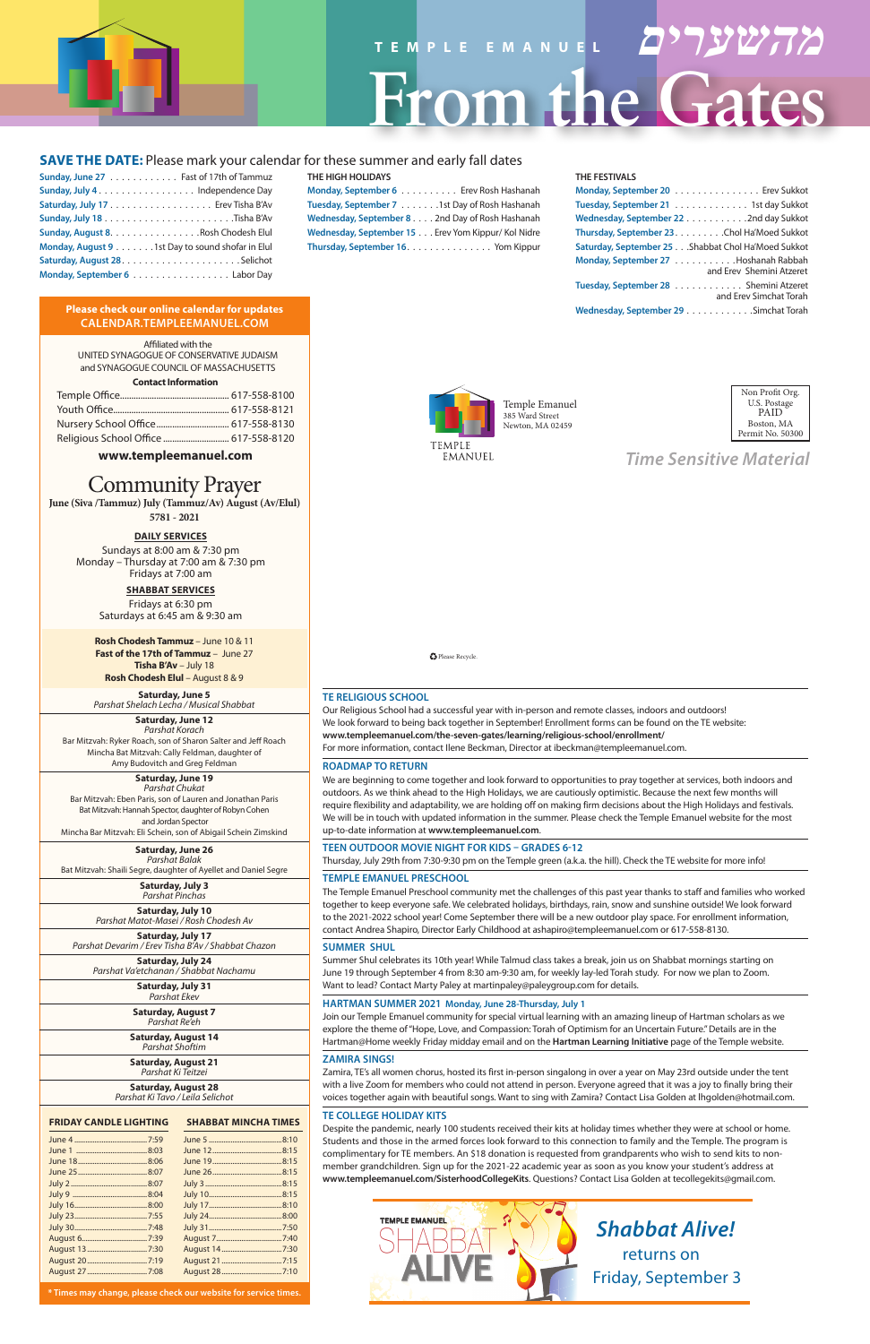TEMPLE EMANUEL מהשערים

# From the Gates

## SAVE THE DATE: Please mark your calendar for these summer and early fall dates

| | |
|---|---|
| Sunday, June 27 | Fast of 17th of Tammuz |
| Sunday, July 4 | Independence Day |
| Saturday, July 17 | Erev Tisha B'Av |
| Sunday, July 18 | Tisha B'Av |
| Sunday, August 8 | Rosh Chodesh Elul |
| Monday, August 9 | 1st Day to sound shofar in Elul |
| Saturday, August 28 | Selichot |
| Monday, September 6 | Labor Day |

**THE HIGH HOLIDAYS**

| | |
|---|---|
| Monday, September 6 | Erev Rosh Hashanah |
| Tuesday, September 7 | 1st Day of Rosh Hashanah |
| Wednesday, September 8 | 2nd Day of Rosh Hashanah |
| Wednesday, September 15 | Erev Yom Kippur/ Kol Nidre |
| Thursday, September 16 | Yom Kippur |

**THE FESTIVALS**

| | |
|---|---|
| Monday, September 20 | Erev Sukkot |
| Tuesday, September 21 | 1st day Sukkot |
| Wednesday, September 22 | 2nd day Sukkot |
| Thursday, September 23 | Chol Ha'Moed Sukkot |
| Saturday, September 25 | Shabbat Chol Ha'Moed Sukkot |
| Monday, September 27 | Hoshanah Rabbah and Erev Shemini Atzeret |
| Tuesday, September 28 | Shemini Atzeret and Erev Simchat Torah |
| Wednesday, September 29 | Simchat Torah |

**Please check our online calendar for updates**
**CALENDAR.TEMPLEEMANUEL.COM**

Affiliated with the
UNITED SYNAGOGUE OF CONSERVATIVE JUDAISM
and SYNAGOGUE COUNCIL OF MASSACHUSETTS

**Contact Information**

| | |
|---|---|
| Temple Office | 617-558-8100 |
| Youth Office | 617-558-8121 |
| Nursery School Office | 617-558-8130 |
| Religious School Office | 617-558-8120 |

**www.templeemanuel.com**

## Community Prayer

**June (Siva /Tammuz) July (Tammuz/Av) August (Av/Elul)**
**5781 - 2021**

**DAILY SERVICES**
Sundays at 8:00 am & 7:30 pm
Monday – Thursday at 7:00 am & 7:30 pm
Fridays at 7:00 am

**SHABBAT SERVICES**
Fridays at 6:30 pm
Saturdays at 6:45 am & 9:30 am

**Rosh Chodesh Tammuz** – June 10 & 11
**Fast of the 17th of Tammuz** – June 27
**Tisha B'Av** – July 18
**Rosh Chodesh Elul** – August 8 & 9

**Saturday, June 5**
*Parshat Shelach Lecha / Musical Shabbat*

**Saturday, June 12**
*Parshat Korach*
Bar Mitzvah: Ryker Roach, son of Sharon Salter and Jeff Roach
Mincha Bat Mitzvah: Cally Feldman, daughter of Amy Budovitch and Greg Feldman

**Saturday, June 19**
*Parshat Chukat*
Bar Mitzvah: Eben Paris, son of Lauren and Jonathan Paris
Bat Mitzvah: Hannah Spector, daughter of Robyn Cohen and Jordan Spector
Mincha Bar Mitzvah: Eli Schein, son of Abigail Schein Zimskind

**Saturday, June 26**
*Parshat Balak*
Bat Mitzvah: Shaili Segre, daughter of Ayellet and Daniel Segre

**Saturday, July 3**
*Parshat Pinchas*

**Saturday, July 10**
*Parshat Matot-Masei / Rosh Chodesh Av*

**Saturday, July 17**
*Parshat Devarim / Erev Tisha B'Av / Shabbat Chazon*

**Saturday, July 24**
*Parshat Va'etchanan / Shabbat Nachamu*

**Saturday, July 31**
*Parshat Ekev*

**Saturday, August 7**
*Parshat Re'eh*

**Saturday, August 14**
*Parshat Shoftim*

**Saturday, August 21**
*Parshat Ki Teitzei*

**Saturday, August 28**
*Parshat Ki Tavo / Leila Selichot*

**FRIDAY CANDLE LIGHTING**

| | |
|---|---|
| June 4 | 7:59 |
| June 11 | 8:03 |
| June 18 | 8:06 |
| June 25 | 8:07 |
| July 2 | 8:07 |
| July 9 | 8:04 |
| July 16 | 8:00 |
| July 23 | 7:55 |
| July 30 | 7:48 |
| August 6 | 7:39 |
| August 13 | 7:30 |
| August 20 | 7:19 |
| August 27 | 7:08 |

**SHABBAT MINCHA TIMES**

| | |
|---|---|
| June 5 | 8:10 |
| June 12 | 8:15 |
| June 19 | 8:15 |
| June 26 | 8:15 |
| July 3 | 8:15 |
| July 10 | 8:15 |
| July 17 | 8:10 |
| July 24 | 8:00 |
| July 31 | 7:50 |
| August 7 | 7:40 |
| August 14 | 7:30 |
| August 21 | 7:15 |
| August 28 | 7:10 |

*Times may change, please check our website for service times.

Temple Emanuel
385 Ward Street
Newton, MA 02459

Non Profit Org.
U.S. Postage
PAID
Boston, MA
Permit No. 50300

*Time Sensitive Material*

Please Recycle.

### TE RELIGIOUS SCHOOL

Our Religious School had a successful year with in-person and remote classes, indoors and outdoors! We look forward to being back together in September! Enrollment forms can be found on the TE website: **www.templeemanuel.com/the-seven-gates/learning/religious-school/enrollment/**
For more information, contact Ilene Beckman, Director at ibeckman@templeemanuel.com.

### ROADMAP TO RETURN

We are beginning to come together and look forward to opportunities to pray together at services, both indoors and outdoors. As we think ahead to the High Holidays, we are cautiously optimistic. Because the next few months will require flexibility and adaptability, we are holding off on making firm decisions about the High Holidays and festivals. We will be in touch with updated information in the summer. Please check the Temple Emanuel website for the most up-to-date information at **www.templeemanuel.com**.

### TEEN OUTDOOR MOVIE NIGHT FOR KIDS – GRADES 6-12

Thursday, July 29th from 7:30-9:30 pm on the Temple green (a.k.a. the hill). Check the TE website for more info!

### TEMPLE EMANUEL PRESCHOOL

The Temple Emanuel Preschool community met the challenges of this past year thanks to staff and families who worked together to keep everyone safe. We celebrated holidays, birthdays, rain, snow and sunshine outside! We look forward to the 2021-2022 school year! Come September there will be a new outdoor play space. For enrollment information, contact Andrea Shapiro, Director Early Childhood at ashapiro@templeemanuel.com or 617-558-8130.

### SUMMER SHUL

Summer Shul celebrates its 10th year! While Talmud class takes a break, join us on Shabbat mornings starting on June 19 through September 4 from 8:30 am-9:30 am, for weekly lay-led Torah study. For now we plan to Zoom. Want to lead? Contact Marty Paley at martinpaley@paleygroup.com for details.

### HARTMAN SUMMER 2021 Monday, June 28-Thursday, July 1

Join our Temple Emanuel community for special virtual learning with an amazing lineup of Hartman scholars as we explore the theme of "Hope, Love, and Compassion: Torah of Optimism for an Uncertain Future." Details are in the Hartman@Home weekly Friday midday email and on the **Hartman Learning Initiative** page of the Temple website.

### ZAMIRA SINGS!

Zamira, TE's all women chorus, hosted its first in-person singalong in over a year on May 23rd outside under the tent with a live Zoom for members who could not attend in person. Everyone agreed that it was a joy to finally bring their voices together again with beautiful songs. Want to sing with Zamira? Contact Lisa Golden at lhgolden@hotmail.com.

### TE COLLEGE HOLIDAY KITS

Despite the pandemic, nearly 100 students received their kits at holiday times whether they were at school or home. Students and those in the armed forces look forward to this connection to family and the Temple. The program is complimentary for TE members. A $18 donation is requested from grandparents who wish to send kits to non-member grandchildren. Sign up for the 2021-22 academic year as soon as you know your student's address at **www.templeemanuel.com/SisterhoodCollegeKits**. Questions? Contact Lisa Golden at tecollegekits@gmail.com.

TEMPLE EMANUEL SHABBAT ALIVE

***Shabbat Alive!***
returns on
Friday, September 3